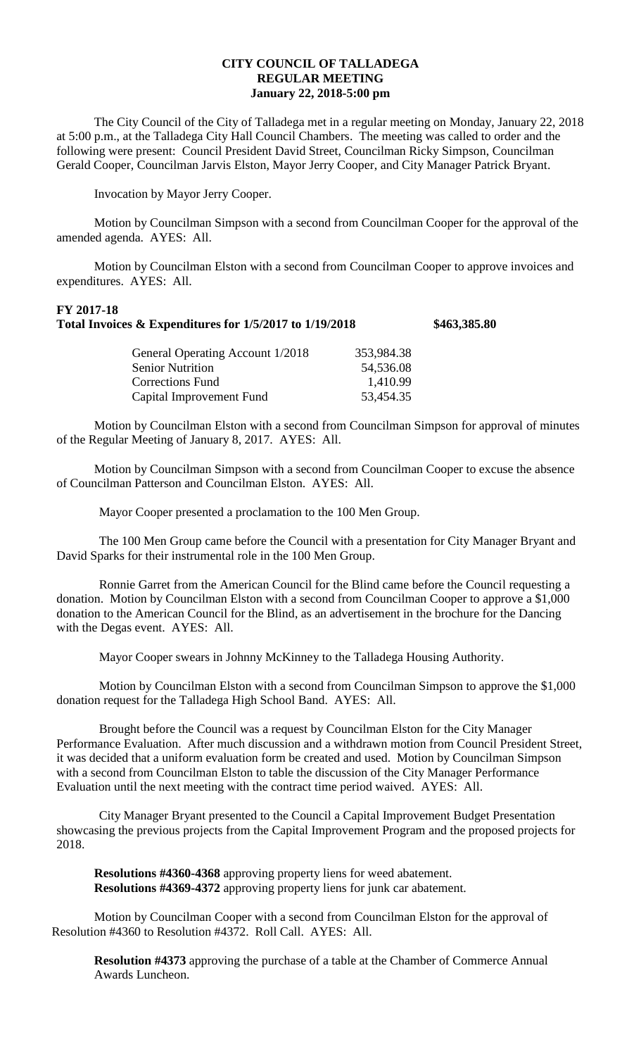**CITY COUNCIL OF TALLADEGA**
**REGULAR MEETING**
**January 22, 2018-5:00 pm**

The City Council of the City of Talladega met in a regular meeting on Monday, January 22, 2018 at 5:00 p.m., at the Talladega City Hall Council Chambers. The meeting was called to order and the following were present: Council President David Street, Councilman Ricky Simpson, Councilman Gerald Cooper, Councilman Jarvis Elston, Mayor Jerry Cooper, and City Manager Patrick Bryant.

Invocation by Mayor Jerry Cooper.

Motion by Councilman Simpson with a second from Councilman Cooper for the approval of the amended agenda. AYES: All.

Motion by Councilman Elston with a second from Councilman Cooper to approve invoices and expenditures. AYES: All.

**FY 2017-18**
**Total Invoices & Expenditures for 1/5/2017 to 1/19/2018 $463,385.80**

| | |
|---|---|
| General Operating Account 1/2018 | 353,984.38 |
| Senior Nutrition | 54,536.08 |
| Corrections Fund | 1,410.99 |
| Capital Improvement Fund | 53,454.35 |

Motion by Councilman Elston with a second from Councilman Simpson for approval of minutes of the Regular Meeting of January 8, 2017. AYES: All.

Motion by Councilman Simpson with a second from Councilman Cooper to excuse the absence of Councilman Patterson and Councilman Elston. AYES: All.

Mayor Cooper presented a proclamation to the 100 Men Group.

The 100 Men Group came before the Council with a presentation for City Manager Bryant and David Sparks for their instrumental role in the 100 Men Group.

Ronnie Garret from the American Council for the Blind came before the Council requesting a donation. Motion by Councilman Elston with a second from Councilman Cooper to approve a $1,000 donation to the American Council for the Blind, as an advertisement in the brochure for the Dancing with the Degas event. AYES: All.

Mayor Cooper swears in Johnny McKinney to the Talladega Housing Authority.

Motion by Councilman Elston with a second from Councilman Simpson to approve the $1,000 donation request for the Talladega High School Band. AYES: All.

Brought before the Council was a request by Councilman Elston for the City Manager Performance Evaluation. After much discussion and a withdrawn motion from Council President Street, it was decided that a uniform evaluation form be created and used. Motion by Councilman Simpson with a second from Councilman Elston to table the discussion of the City Manager Performance Evaluation until the next meeting with the contract time period waived. AYES: All.

City Manager Bryant presented to the Council a Capital Improvement Budget Presentation showcasing the previous projects from the Capital Improvement Program and the proposed projects for 2018.

**Resolutions #4360-4368** approving property liens for weed abatement.
**Resolutions #4369-4372** approving property liens for junk car abatement.

Motion by Councilman Cooper with a second from Councilman Elston for the approval of Resolution #4360 to Resolution #4372. Roll Call. AYES: All.

**Resolution #4373** approving the purchase of a table at the Chamber of Commerce Annual Awards Luncheon.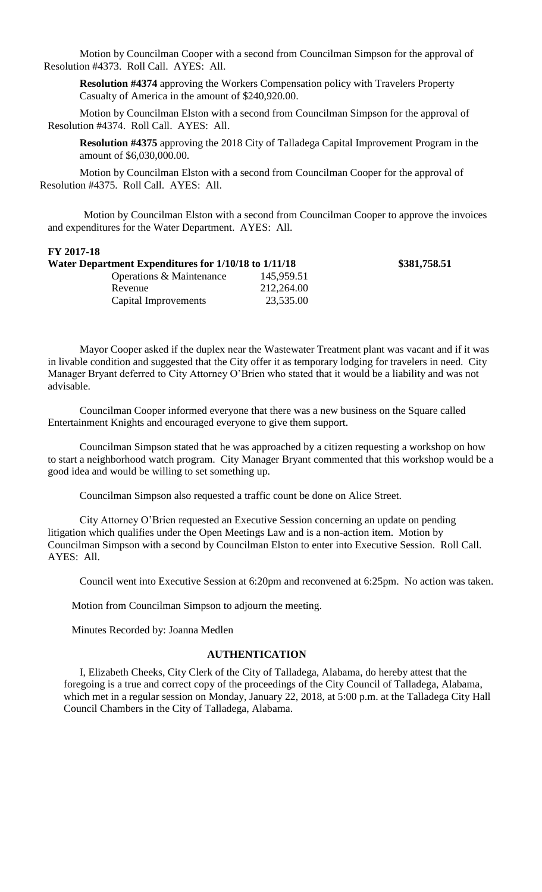Motion by Councilman Cooper with a second from Councilman Simpson for the approval of Resolution #4373. Roll Call. AYES: All.

**Resolution #4374** approving the Workers Compensation policy with Travelers Property Casualty of America in the amount of $240,920.00.

Motion by Councilman Elston with a second from Councilman Simpson for the approval of Resolution #4374. Roll Call. AYES: All.

**Resolution #4375** approving the 2018 City of Talladega Capital Improvement Program in the amount of $6,030,000.00.

Motion by Councilman Elston with a second from Councilman Cooper for the approval of Resolution #4375. Roll Call. AYES: All.

Motion by Councilman Elston with a second from Councilman Cooper to approve the invoices and expenditures for the Water Department. AYES: All.

**FY 2017-18**

| | | |
|---|---|---|
| **Water Department Expenditures for 1/10/18 to 1/11/18** | | **$381,758.51** |
| Operations & Maintenance | 145,959.51 | |
| Revenue | 212,264.00 | |
| Capital Improvements | 23,535.00 | |

Mayor Cooper asked if the duplex near the Wastewater Treatment plant was vacant and if it was in livable condition and suggested that the City offer it as temporary lodging for travelers in need. City Manager Bryant deferred to City Attorney O'Brien who stated that it would be a liability and was not advisable.

Councilman Cooper informed everyone that there was a new business on the Square called Entertainment Knights and encouraged everyone to give them support.

Councilman Simpson stated that he was approached by a citizen requesting a workshop on how to start a neighborhood watch program. City Manager Bryant commented that this workshop would be a good idea and would be willing to set something up.

Councilman Simpson also requested a traffic count be done on Alice Street.

City Attorney O'Brien requested an Executive Session concerning an update on pending litigation which qualifies under the Open Meetings Law and is a non-action item. Motion by Councilman Simpson with a second by Councilman Elston to enter into Executive Session. Roll Call. AYES: All.

Council went into Executive Session at 6:20pm and reconvened at 6:25pm. No action was taken.

Motion from Councilman Simpson to adjourn the meeting.

Minutes Recorded by: Joanna Medlen

## AUTHENTICATION

I, Elizabeth Cheeks, City Clerk of the City of Talladega, Alabama, do hereby attest that the foregoing is a true and correct copy of the proceedings of the City Council of Talladega, Alabama, which met in a regular session on Monday, January 22, 2018, at 5:00 p.m. at the Talladega City Hall Council Chambers in the City of Talladega, Alabama.